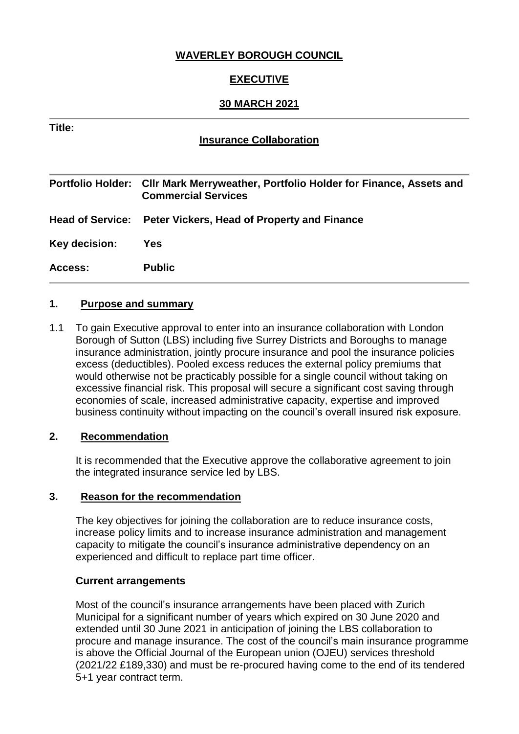# WAVERLEY BOROUGH COUNCIL

## EXECUTIVE

## 30 MARCH 2021

**Title:**

## Insurance Collaboration

| | |
|---|---|
| **Portfolio Holder:** | **Cllr Mark Merryweather, Portfolio Holder for Finance, Assets and Commercial Services** |
| **Head of Service:** | **Peter Vickers, Head of Property and Finance** |
| **Key decision:** | **Yes** |
| **Access:** | **Public** |

## 1. Purpose and summary

1.1 To gain Executive approval to enter into an insurance collaboration with London Borough of Sutton (LBS) including five Surrey Districts and Boroughs to manage insurance administration, jointly procure insurance and pool the insurance policies excess (deductibles). Pooled excess reduces the external policy premiums that would otherwise not be practicably possible for a single council without taking on excessive financial risk. This proposal will secure a significant cost saving through economies of scale, increased administrative capacity, expertise and improved business continuity without impacting on the council's overall insured risk exposure.

## 2. Recommendation

It is recommended that the Executive approve the collaborative agreement to join the integrated insurance service led by LBS.

## 3. Reason for the recommendation

The key objectives for joining the collaboration are to reduce insurance costs, increase policy limits and to increase insurance administration and management capacity to mitigate the council's insurance administrative dependency on an experienced and difficult to replace part time officer.

**Current arrangements**

Most of the council's insurance arrangements have been placed with Zurich Municipal for a significant number of years which expired on 30 June 2020 and extended until 30 June 2021 in anticipation of joining the LBS collaboration to procure and manage insurance. The cost of the council's main insurance programme is above the Official Journal of the European union (OJEU) services threshold (2021/22 £189,330) and must be re-procured having come to the end of its tendered 5+1 year contract term.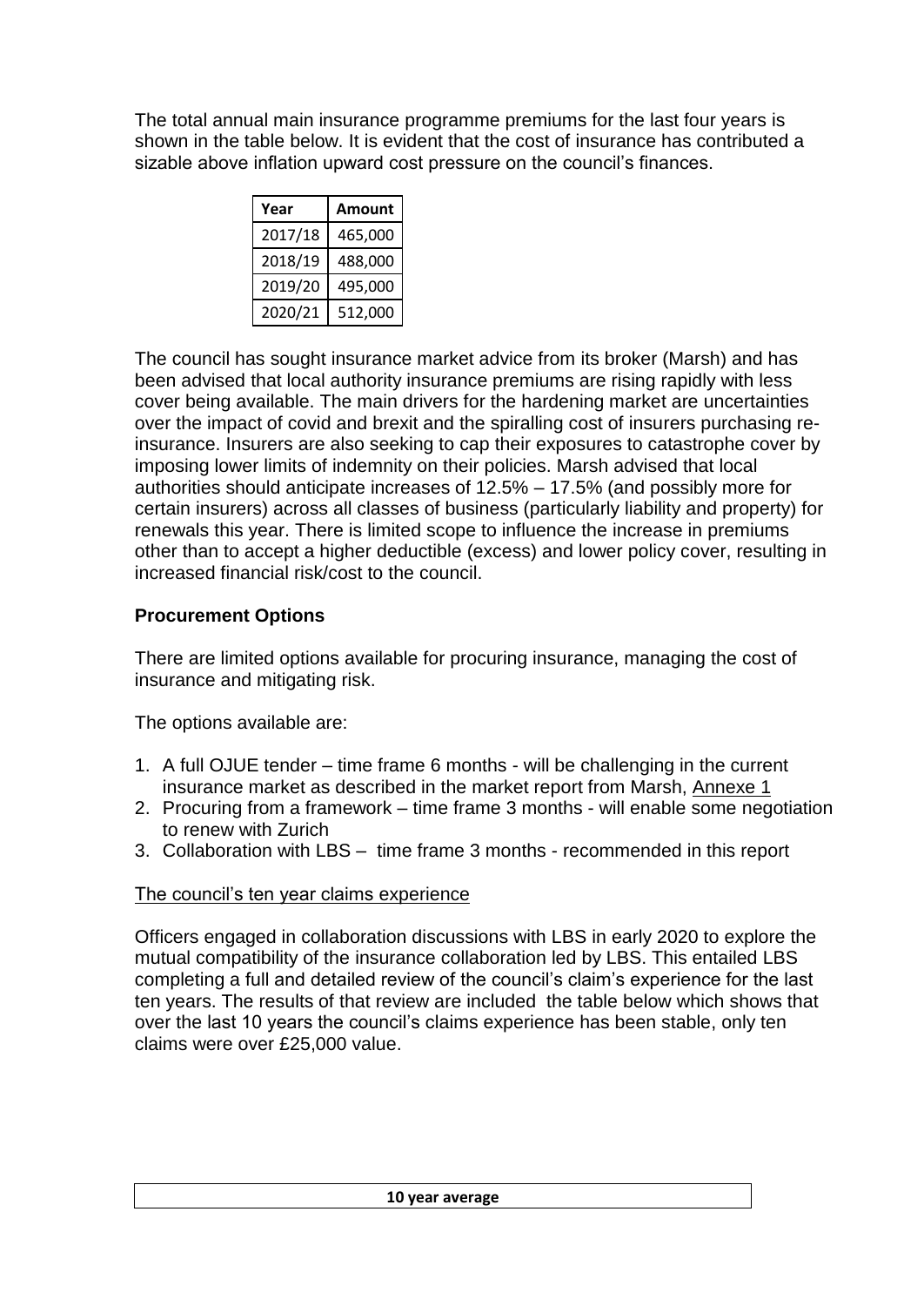The total annual main insurance programme premiums for the last four years is shown in the table below. It is evident that the cost of insurance has contributed a sizable above inflation upward cost pressure on the council's finances.

| Year | Amount |
|---|---|
| 2017/18 | 465,000 |
| 2018/19 | 488,000 |
| 2019/20 | 495,000 |
| 2020/21 | 512,000 |

The council has sought insurance market advice from its broker (Marsh) and has been advised that local authority insurance premiums are rising rapidly with less cover being available. The main drivers for the hardening market are uncertainties over the impact of covid and brexit and the spiralling cost of insurers purchasing re-insurance. Insurers are also seeking to cap their exposures to catastrophe cover by imposing lower limits of indemnity on their policies. Marsh advised that local authorities should anticipate increases of 12.5% – 17.5% (and possibly more for certain insurers) across all classes of business (particularly liability and property) for renewals this year. There is limited scope to influence the increase in premiums other than to accept a higher deductible (excess) and lower policy cover, resulting in increased financial risk/cost to the council.

**Procurement Options**

There are limited options available for procuring insurance, managing the cost of insurance and mitigating risk.

The options available are:

1. A full OJUE tender – time frame 6 months - will be challenging in the current insurance market as described in the market report from Marsh, Annexe 1
2. Procuring from a framework – time frame 3 months - will enable some negotiation to renew with Zurich
3. Collaboration with LBS – time frame 3 months - recommended in this report

The council's ten year claims experience

Officers engaged in collaboration discussions with LBS in early 2020 to explore the mutual compatibility of the insurance collaboration led by LBS. This entailed LBS completing a full and detailed review of the council's claim's experience for the last ten years. The results of that review are included the table below which shows that over the last 10 years the council's claims experience has been stable, only ten claims were over £25,000 value.

| 10 year average |
|---|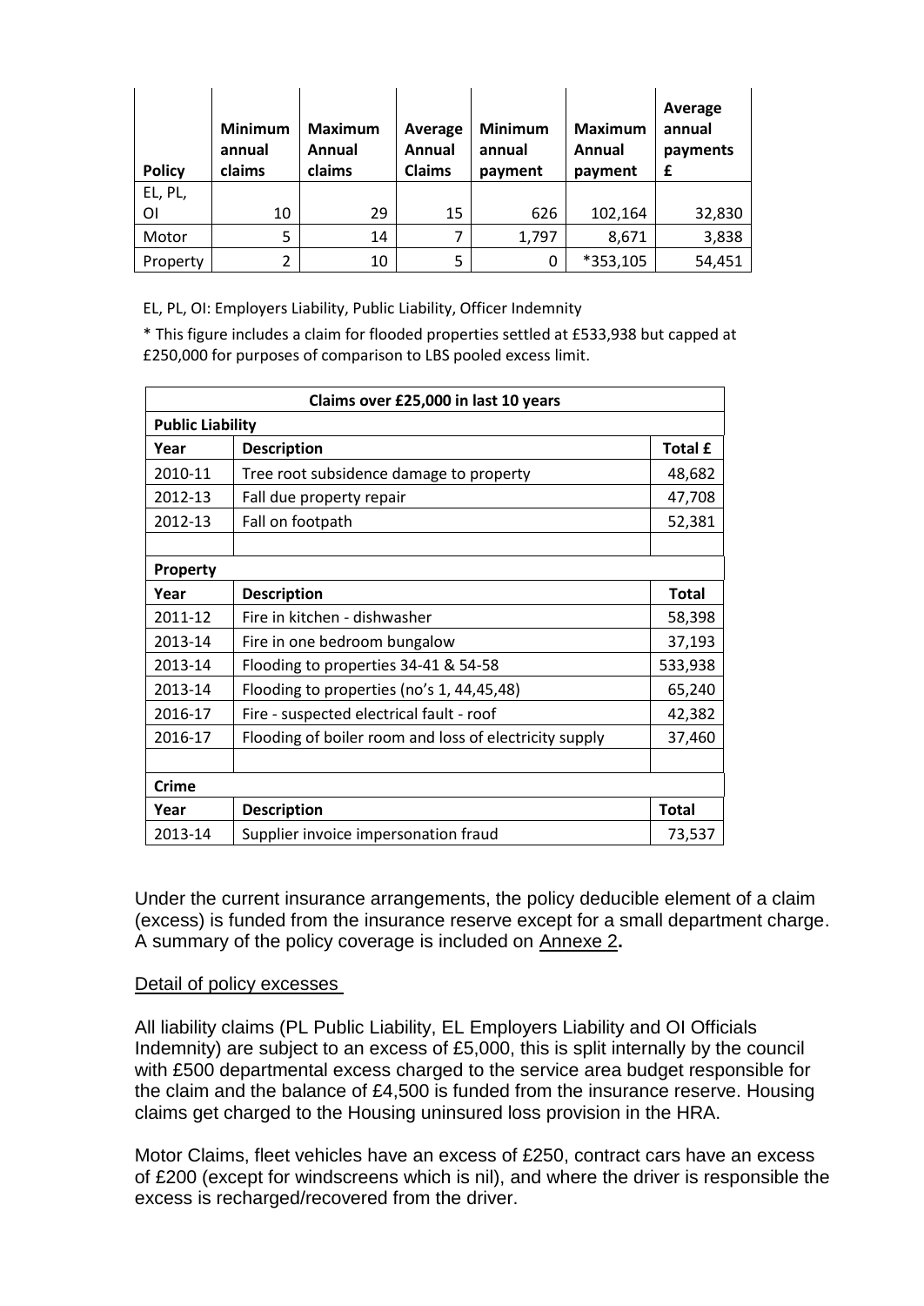| Policy | Minimum annual claims | Maximum Annual claims | Average Annual Claims | Minimum annual payment | Maximum Annual payment | Average annual payments £ |
|---|---|---|---|---|---|---|
| EL, PL, OI | 10 | 29 | 15 | 626 | 102,164 | 32,830 |
| Motor | 5 | 14 | 7 | 1,797 | 8,671 | 3,838 |
| Property | 2 | 10 | 5 | 0 | *353,105 | 54,451 |

EL, PL, OI: Employers Liability, Public Liability, Officer Indemnity

* This figure includes a claim for flooded properties settled at £533,938 but capped at £250,000 for purposes of comparison to LBS pooled excess limit.

| Claims over £25,000 in last 10 years | | |
|---|---|---|
| **Public Liability** | | |
| **Year** | **Description** | **Total £** |
| 2010-11 | Tree root subsidence damage to property | 48,682 |
| 2012-13 | Fall due property repair | 47,708 |
| 2012-13 | Fall on footpath | 52,381 |
| | | |
| **Property** | | |
| **Year** | **Description** | **Total** |
| 2011-12 | Fire in kitchen - dishwasher | 58,398 |
| 2013-14 | Fire in one bedroom bungalow | 37,193 |
| 2013-14 | Flooding to properties 34-41 & 54-58 | 533,938 |
| 2013-14 | Flooding to properties (no's 1, 44,45,48) | 65,240 |
| 2016-17 | Fire - suspected electrical fault - roof | 42,382 |
| 2016-17 | Flooding of boiler room and loss of electricity supply | 37,460 |
| | | |
| **Crime** | | |
| **Year** | **Description** | **Total** |
| 2013-14 | Supplier invoice impersonation fraud | 73,537 |

Under the current insurance arrangements, the policy deducible element of a claim (excess) is funded from the insurance reserve except for a small department charge. A summary of the policy coverage is included on Annexe 2**.**

Detail of policy excesses

All liability claims (PL Public Liability, EL Employers Liability and OI Officials Indemnity) are subject to an excess of £5,000, this is split internally by the council with £500 departmental excess charged to the service area budget responsible for the claim and the balance of £4,500 is funded from the insurance reserve. Housing claims get charged to the Housing uninsured loss provision in the HRA.

Motor Claims, fleet vehicles have an excess of £250, contract cars have an excess of £200 (except for windscreens which is nil), and where the driver is responsible the excess is recharged/recovered from the driver.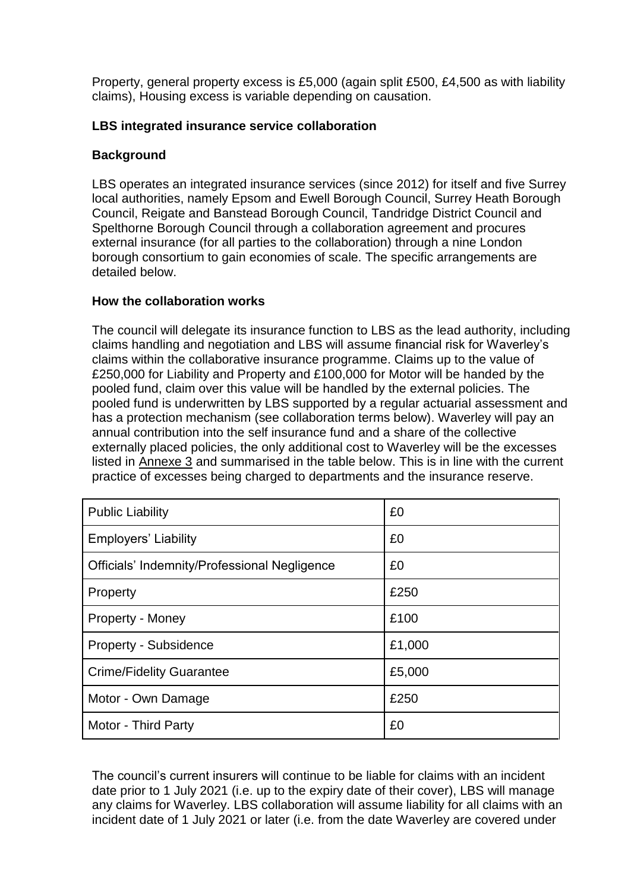Property, general property excess is £5,000 (again split £500, £4,500 as with liability claims), Housing excess is variable depending on causation.

**LBS integrated insurance service collaboration**

**Background**

LBS operates an integrated insurance services (since 2012) for itself and five Surrey local authorities, namely Epsom and Ewell Borough Council, Surrey Heath Borough Council, Reigate and Banstead Borough Council, Tandridge District Council and Spelthorne Borough Council through a collaboration agreement and procures external insurance (for all parties to the collaboration) through a nine London borough consortium to gain economies of scale. The specific arrangements are detailed below.

**How the collaboration works**

The council will delegate its insurance function to LBS as the lead authority, including claims handling and negotiation and LBS will assume financial risk for Waverley's claims within the collaborative insurance programme. Claims up to the value of £250,000 for Liability and Property and £100,000 for Motor will be handed by the pooled fund, claim over this value will be handled by the external policies. The pooled fund is underwritten by LBS supported by a regular actuarial assessment and has a protection mechanism (see collaboration terms below). Waverley will pay an annual contribution into the self insurance fund and a share of the collective externally placed policies, the only additional cost to Waverley will be the excesses listed in Annexe 3 and summarised in the table below. This is in line with the current practice of excesses being charged to departments and the insurance reserve.

| | |
|---|---|
| Public Liability | £0 |
| Employers' Liability | £0 |
| Officials' Indemnity/Professional Negligence | £0 |
| Property | £250 |
| Property - Money | £100 |
| Property - Subsidence | £1,000 |
| Crime/Fidelity Guarantee | £5,000 |
| Motor - Own Damage | £250 |
| Motor - Third Party | £0 |

The council's current insurers will continue to be liable for claims with an incident date prior to 1 July 2021 (i.e. up to the expiry date of their cover), LBS will manage any claims for Waverley. LBS collaboration will assume liability for all claims with an incident date of 1 July 2021 or later (i.e. from the date Waverley are covered under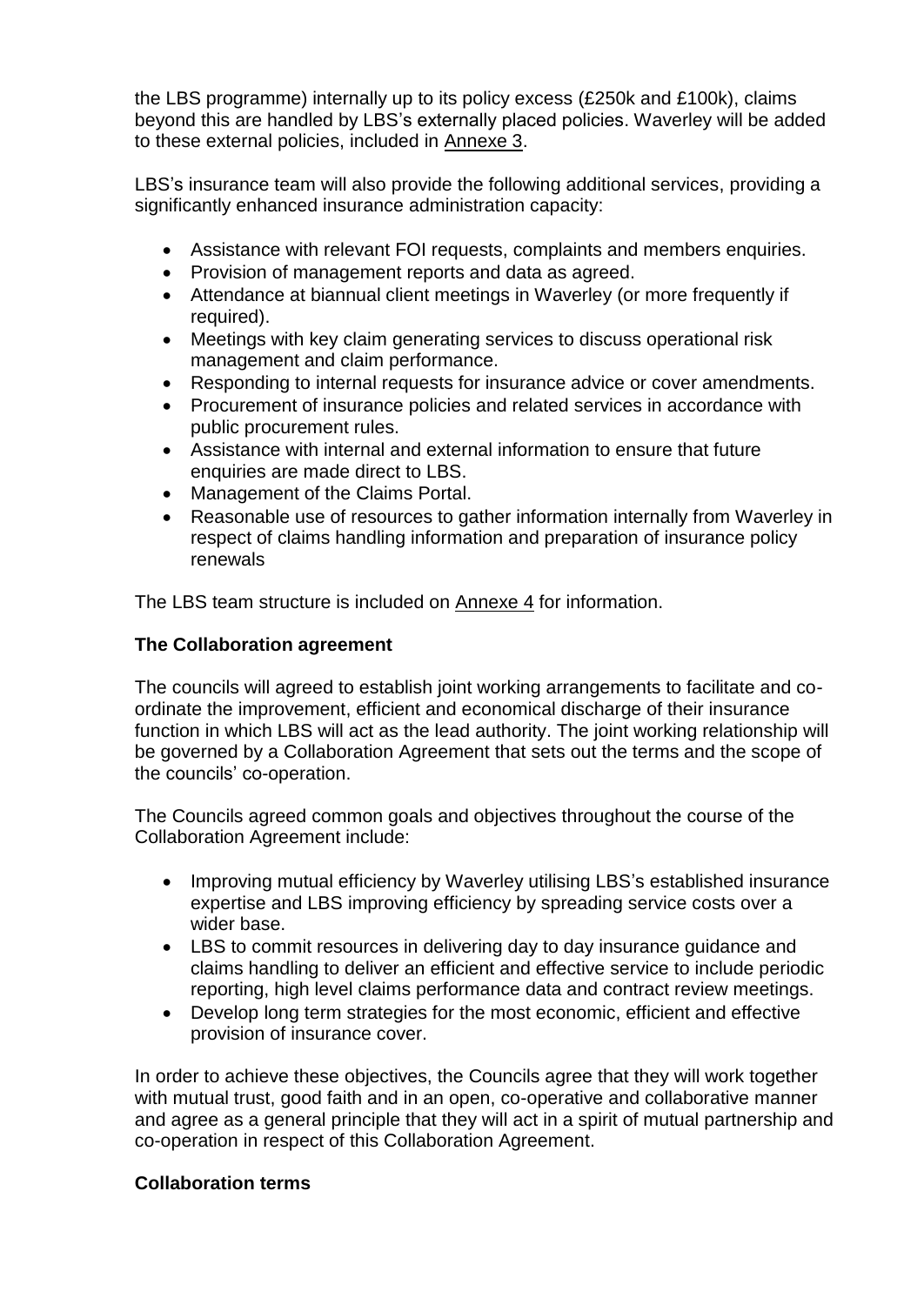the LBS programme) internally up to its policy excess (£250k and £100k), claims beyond this are handled by LBS's externally placed policies. Waverley will be added to these external policies, included in Annexe 3.

LBS's insurance team will also provide the following additional services, providing a significantly enhanced insurance administration capacity:

- Assistance with relevant FOI requests, complaints and members enquiries.
- Provision of management reports and data as agreed.
- Attendance at biannual client meetings in Waverley (or more frequently if required).
- Meetings with key claim generating services to discuss operational risk management and claim performance.
- Responding to internal requests for insurance advice or cover amendments.
- Procurement of insurance policies and related services in accordance with public procurement rules.
- Assistance with internal and external information to ensure that future enquiries are made direct to LBS.
- Management of the Claims Portal.
- Reasonable use of resources to gather information internally from Waverley in respect of claims handling information and preparation of insurance policy renewals

The LBS team structure is included on Annexe 4 for information.

**The Collaboration agreement**

The councils will agreed to establish joint working arrangements to facilitate and co-ordinate the improvement, efficient and economical discharge of their insurance function in which LBS will act as the lead authority. The joint working relationship will be governed by a Collaboration Agreement that sets out the terms and the scope of the councils' co-operation.

The Councils agreed common goals and objectives throughout the course of the Collaboration Agreement include:

- Improving mutual efficiency by Waverley utilising LBS's established insurance expertise and LBS improving efficiency by spreading service costs over a wider base.
- LBS to commit resources in delivering day to day insurance guidance and claims handling to deliver an efficient and effective service to include periodic reporting, high level claims performance data and contract review meetings.
- Develop long term strategies for the most economic, efficient and effective provision of insurance cover.

In order to achieve these objectives, the Councils agree that they will work together with mutual trust, good faith and in an open, co-operative and collaborative manner and agree as a general principle that they will act in a spirit of mutual partnership and co-operation in respect of this Collaboration Agreement.

**Collaboration terms**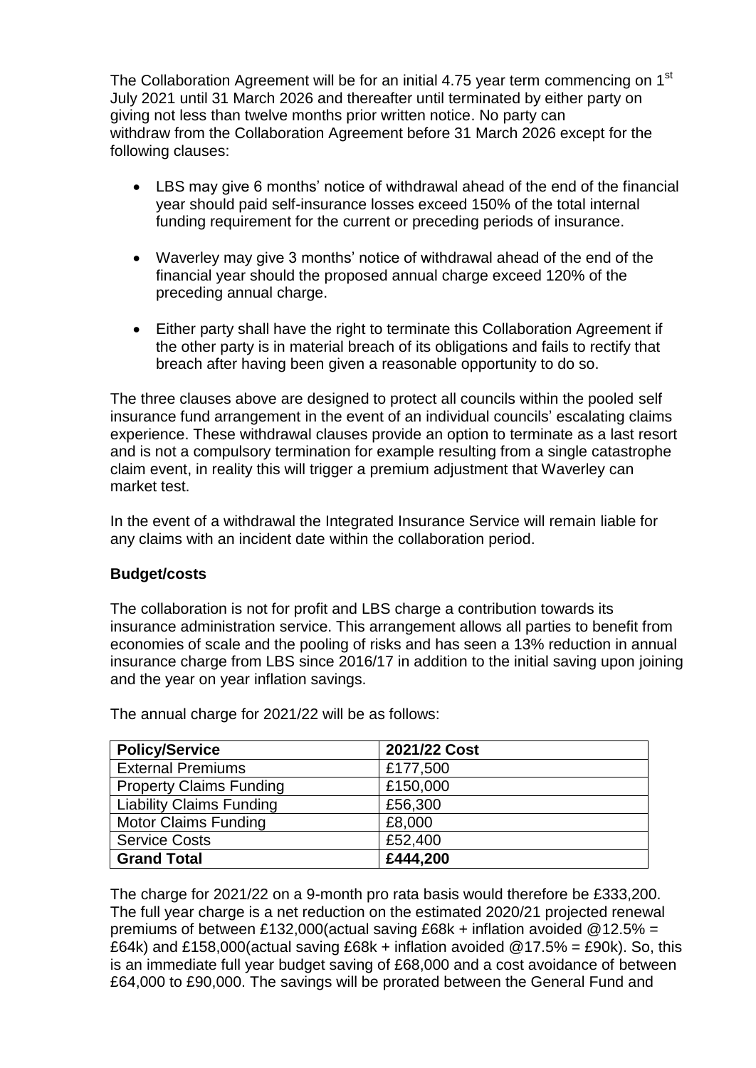The Collaboration Agreement will be for an initial 4.75 year term commencing on 1st July 2021 until 31 March 2026 and thereafter until terminated by either party on giving not less than twelve months prior written notice. No party can withdraw from the Collaboration Agreement before 31 March 2026 except for the following clauses:

- LBS may give 6 months' notice of withdrawal ahead of the end of the financial year should paid self-insurance losses exceed 150% of the total internal funding requirement for the current or preceding periods of insurance.
- Waverley may give 3 months' notice of withdrawal ahead of the end of the financial year should the proposed annual charge exceed 120% of the preceding annual charge.
- Either party shall have the right to terminate this Collaboration Agreement if the other party is in material breach of its obligations and fails to rectify that breach after having been given a reasonable opportunity to do so.

The three clauses above are designed to protect all councils within the pooled self insurance fund arrangement in the event of an individual councils' escalating claims experience. These withdrawal clauses provide an option to terminate as a last resort and is not a compulsory termination for example resulting from a single catastrophe claim event, in reality this will trigger a premium adjustment that Waverley can market test.

In the event of a withdrawal the Integrated Insurance Service will remain liable for any claims with an incident date within the collaboration period.

**Budget/costs**

The collaboration is not for profit and LBS charge a contribution towards its insurance administration service. This arrangement allows all parties to benefit from economies of scale and the pooling of risks and has seen a 13% reduction in annual insurance charge from LBS since 2016/17 in addition to the initial saving upon joining and the year on year inflation savings.

The annual charge for 2021/22 will be as follows:

| **Policy/Service** | **2021/22 Cost** |
|---|---|
| External Premiums | £177,500 |
| Property Claims Funding | £150,000 |
| Liability Claims Funding | £56,300 |
| Motor Claims Funding | £8,000 |
| Service Costs | £52,400 |
| **Grand Total** | **£444,200** |

The charge for 2021/22 on a 9-month pro rata basis would therefore be £333,200. The full year charge is a net reduction on the estimated 2020/21 projected renewal premiums of between £132,000(actual saving £68k + inflation avoided @12.5% = £64k) and £158,000(actual saving £68k + inflation avoided @17.5% = £90k). So, this is an immediate full year budget saving of £68,000 and a cost avoidance of between £64,000 to £90,000. The savings will be prorated between the General Fund and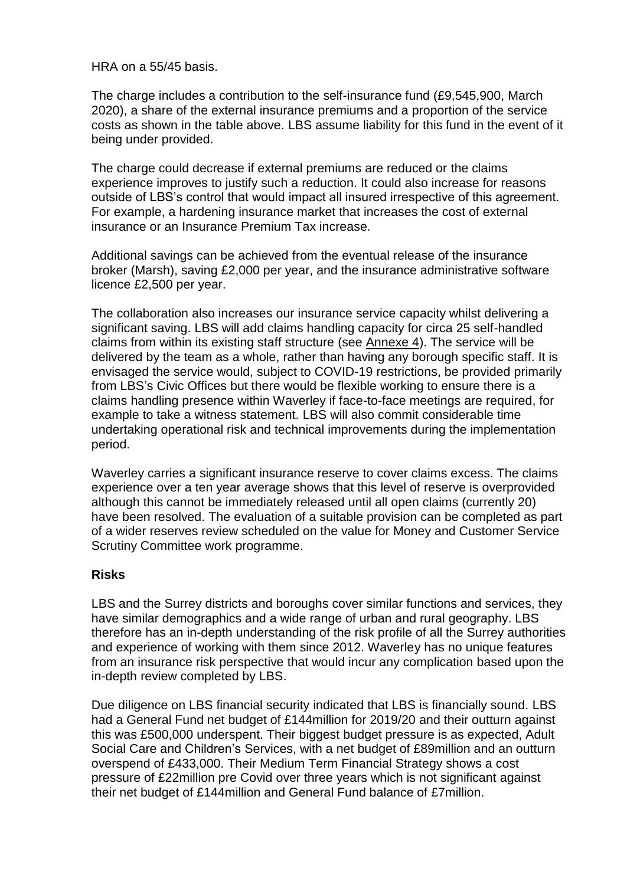HRA on a 55/45 basis.

The charge includes a contribution to the self-insurance fund (£9,545,900, March 2020), a share of the external insurance premiums and a proportion of the service costs as shown in the table above. LBS assume liability for this fund in the event of it being under provided.

The charge could decrease if external premiums are reduced or the claims experience improves to justify such a reduction. It could also increase for reasons outside of LBS's control that would impact all insured irrespective of this agreement. For example, a hardening insurance market that increases the cost of external insurance or an Insurance Premium Tax increase.

Additional savings can be achieved from the eventual release of the insurance broker (Marsh), saving £2,000 per year, and the insurance administrative software licence £2,500 per year.

The collaboration also increases our insurance service capacity whilst delivering a significant saving. LBS will add claims handling capacity for circa 25 self-handled claims from within its existing staff structure (see Annexe 4). The service will be delivered by the team as a whole, rather than having any borough specific staff. It is envisaged the service would, subject to COVID-19 restrictions, be provided primarily from LBS's Civic Offices but there would be flexible working to ensure there is a claims handling presence within Waverley if face-to-face meetings are required, for example to take a witness statement. LBS will also commit considerable time undertaking operational risk and technical improvements during the implementation period.

Waverley carries a significant insurance reserve to cover claims excess. The claims experience over a ten year average shows that this level of reserve is overprovided although this cannot be immediately released until all open claims (currently 20) have been resolved. The evaluation of a suitable provision can be completed as part of a wider reserves review scheduled on the value for Money and Customer Service Scrutiny Committee work programme.

**Risks**

LBS and the Surrey districts and boroughs cover similar functions and services, they have similar demographics and a wide range of urban and rural geography. LBS therefore has an in-depth understanding of the risk profile of all the Surrey authorities and experience of working with them since 2012. Waverley has no unique features from an insurance risk perspective that would incur any complication based upon the in-depth review completed by LBS.

Due diligence on LBS financial security indicated that LBS is financially sound. LBS had a General Fund net budget of £144million for 2019/20 and their outturn against this was £500,000 underspent. Their biggest budget pressure is as expected, Adult Social Care and Children's Services, with a net budget of £89million and an outturn overspend of £433,000. Their Medium Term Financial Strategy shows a cost pressure of £22million pre Covid over three years which is not significant against their net budget of £144million and General Fund balance of £7million.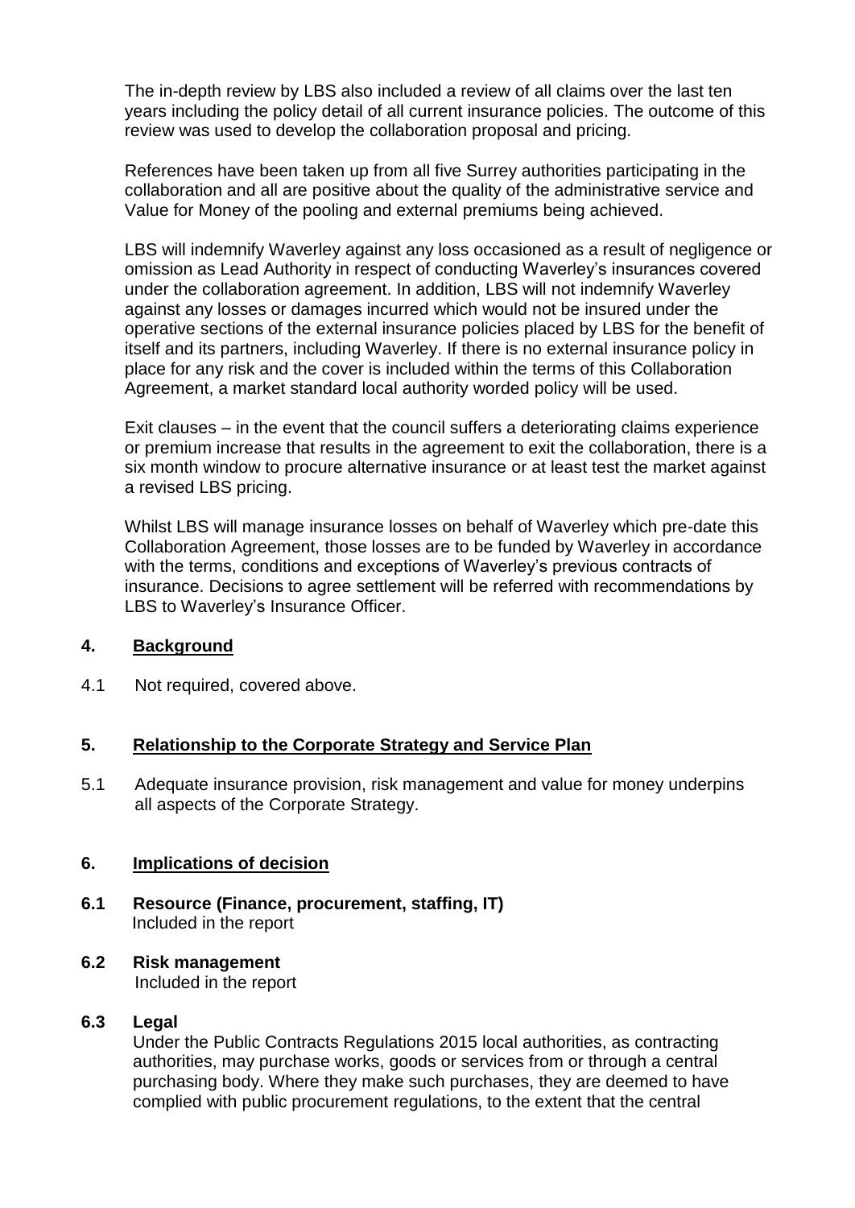The in-depth review by LBS also included a review of all claims over the last ten years including the policy detail of all current insurance policies. The outcome of this review was used to develop the collaboration proposal and pricing.

References have been taken up from all five Surrey authorities participating in the collaboration and all are positive about the quality of the administrative service and Value for Money of the pooling and external premiums being achieved.

LBS will indemnify Waverley against any loss occasioned as a result of negligence or omission as Lead Authority in respect of conducting Waverley's insurances covered under the collaboration agreement. In addition, LBS will not indemnify Waverley against any losses or damages incurred which would not be insured under the operative sections of the external insurance policies placed by LBS for the benefit of itself and its partners, including Waverley. If there is no external insurance policy in place for any risk and the cover is included within the terms of this Collaboration Agreement, a market standard local authority worded policy will be used.

Exit clauses – in the event that the council suffers a deteriorating claims experience or premium increase that results in the agreement to exit the collaboration, there is a six month window to procure alternative insurance or at least test the market against a revised LBS pricing.

Whilst LBS will manage insurance losses on behalf of Waverley which pre-date this Collaboration Agreement, those losses are to be funded by Waverley in accordance with the terms, conditions and exceptions of Waverley's previous contracts of insurance. Decisions to agree settlement will be referred with recommendations by LBS to Waverley's Insurance Officer.

## 4. Background

4.1 Not required, covered above.

## 5. Relationship to the Corporate Strategy and Service Plan

5.1 Adequate insurance provision, risk management and value for money underpins all aspects of the Corporate Strategy.

## 6. Implications of decision

**6.1 Resource (Finance, procurement, staffing, IT)**

Included in the report

**6.2 Risk management**

Included in the report

**6.3 Legal**

Under the Public Contracts Regulations 2015 local authorities, as contracting authorities, may purchase works, goods or services from or through a central purchasing body. Where they make such purchases, they are deemed to have complied with public procurement regulations, to the extent that the central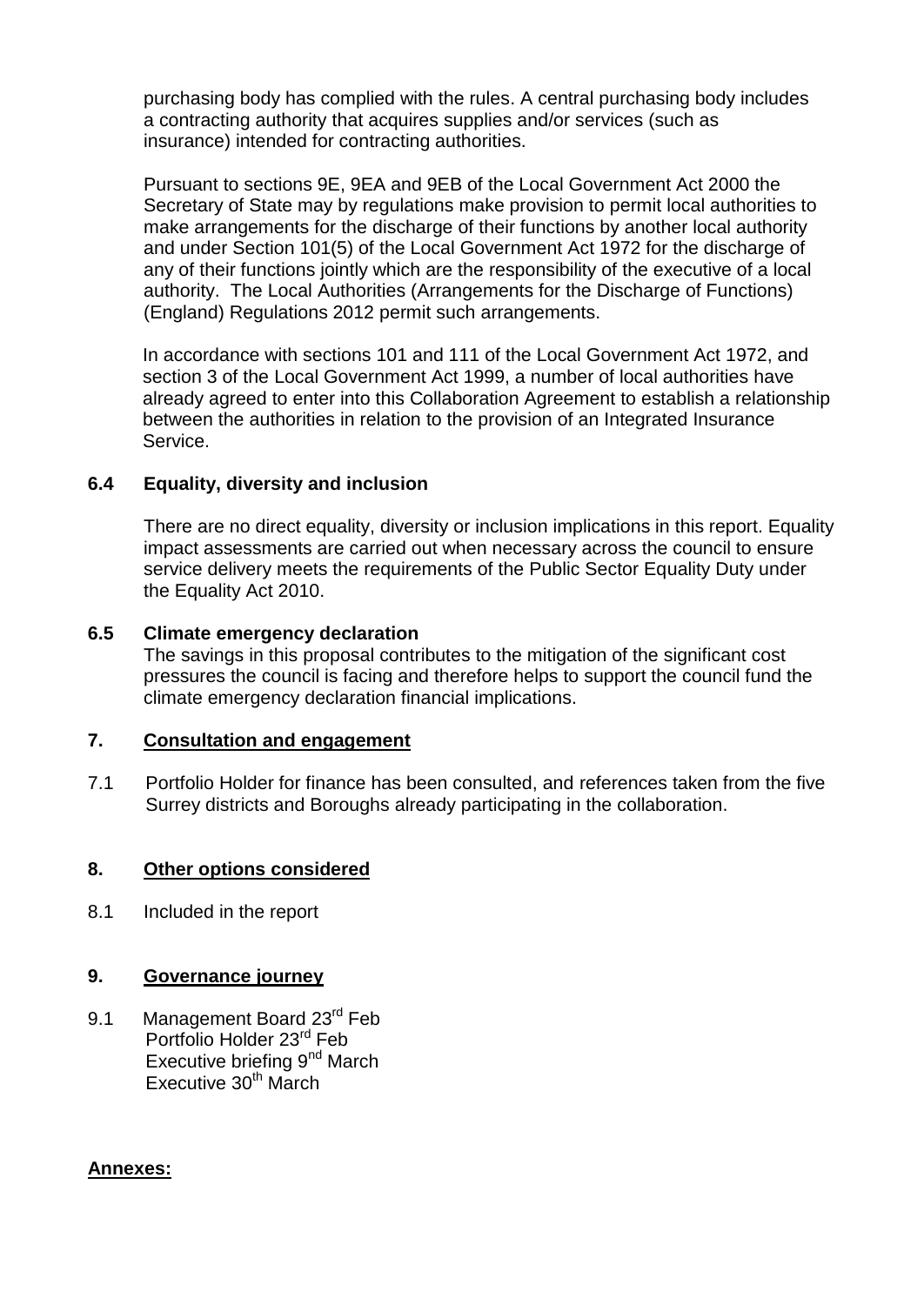purchasing body has complied with the rules. A central purchasing body includes a contracting authority that acquires supplies and/or services (such as insurance) intended for contracting authorities.

Pursuant to sections 9E, 9EA and 9EB of the Local Government Act 2000 the Secretary of State may by regulations make provision to permit local authorities to make arrangements for the discharge of their functions by another local authority and under Section 101(5) of the Local Government Act 1972 for the discharge of any of their functions jointly which are the responsibility of the executive of a local authority. The Local Authorities (Arrangements for the Discharge of Functions) (England) Regulations 2012 permit such arrangements.

In accordance with sections 101 and 111 of the Local Government Act 1972, and section 3 of the Local Government Act 1999, a number of local authorities have already agreed to enter into this Collaboration Agreement to establish a relationship between the authorities in relation to the provision of an Integrated Insurance Service.

### 6.4 Equality, diversity and inclusion

There are no direct equality, diversity or inclusion implications in this report. Equality impact assessments are carried out when necessary across the council to ensure service delivery meets the requirements of the Public Sector Equality Duty under the Equality Act 2010.

### 6.5 Climate emergency declaration

The savings in this proposal contributes to the mitigation of the significant cost pressures the council is facing and therefore helps to support the council fund the climate emergency declaration financial implications.

## 7. Consultation and engagement

7.1 Portfolio Holder for finance has been consulted, and references taken from the five Surrey districts and Boroughs already participating in the collaboration.

## 8. Other options considered

8.1 Included in the report

## 9. Governance journey

9.1 Management Board 23rd Feb
Portfolio Holder 23rd Feb
Executive briefing 9nd March
Executive 30th March

**Annexes:**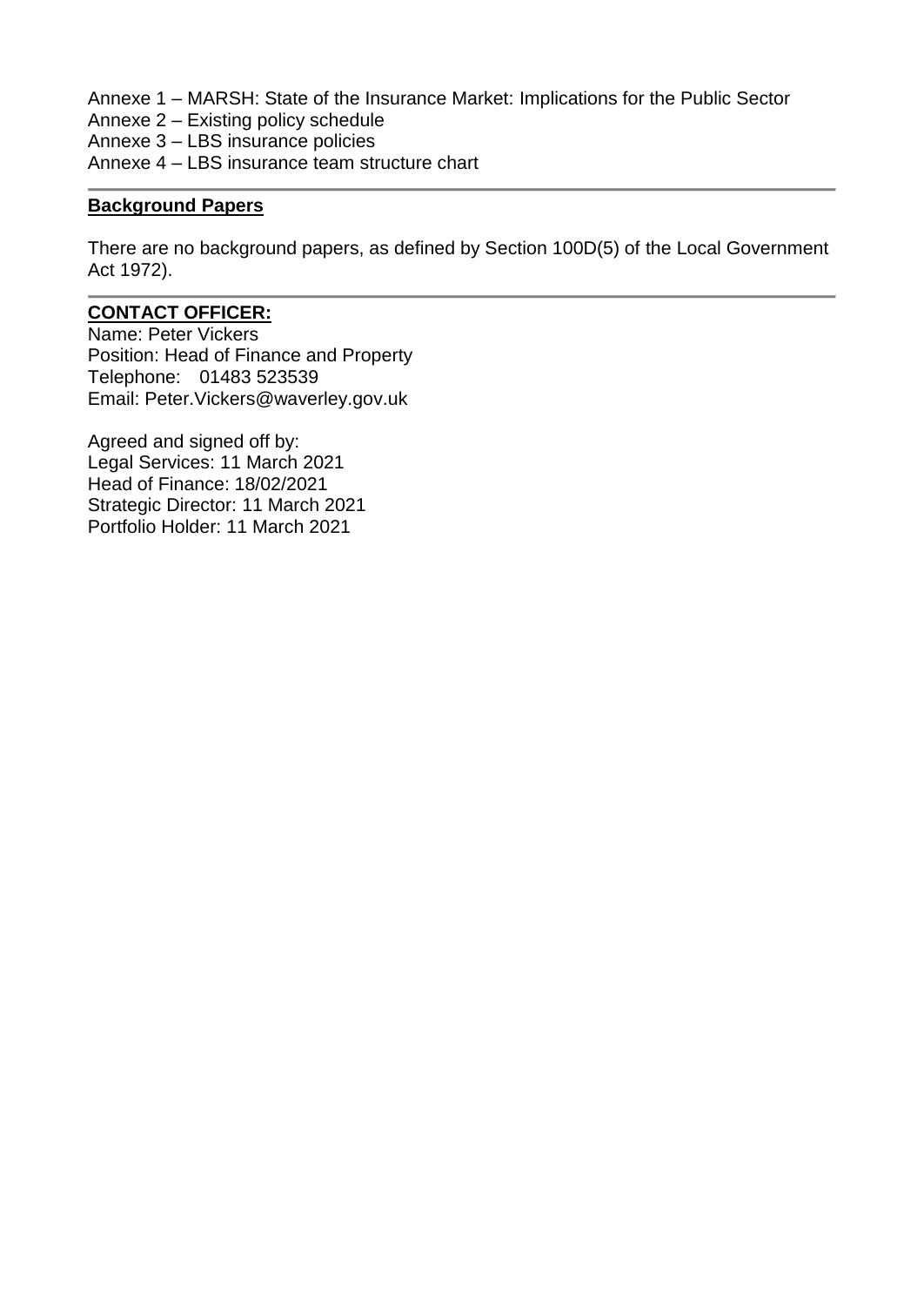Annexe 1 – MARSH: State of the Insurance Market: Implications for the Public Sector
Annexe 2 – Existing policy schedule
Annexe 3 – LBS insurance policies
Annexe 4 – LBS insurance team structure chart

---

**Background Papers**

There are no background papers, as defined by Section 100D(5) of the Local Government Act 1972).

---

**CONTACT OFFICER:**
Name: Peter Vickers
Position: Head of Finance and Property
Telephone: 01483 523539
Email: Peter.Vickers@waverley.gov.uk

Agreed and signed off by:
Legal Services: 11 March 2021
Head of Finance: 18/02/2021
Strategic Director: 11 March 2021
Portfolio Holder: 11 March 2021